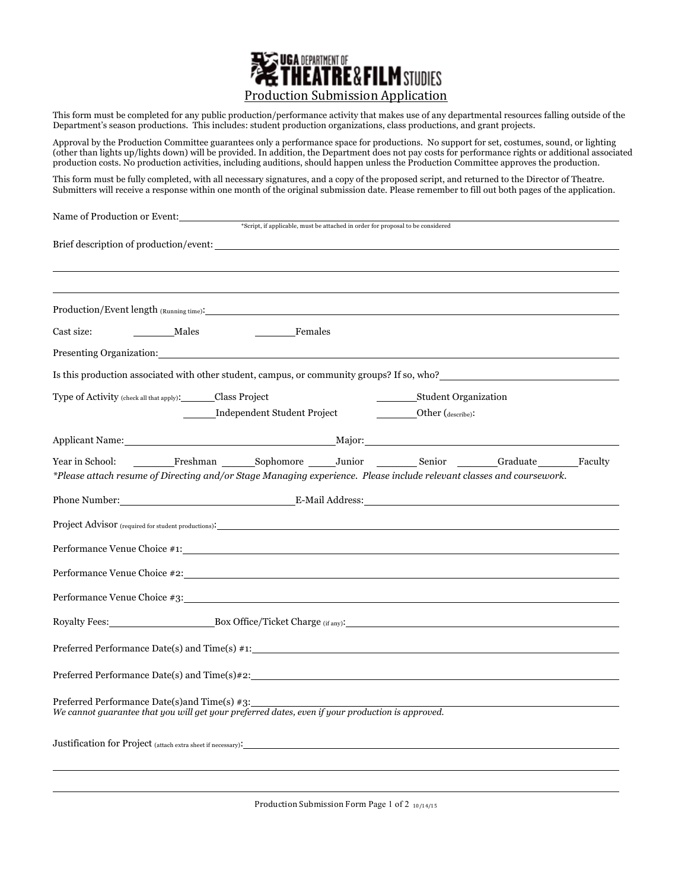UGA DEPARTMENT OF THEATRE & FILM STUDIES

# Production Submission Application

This form must be completed for any public production/performance activity that makes use of any departmental resources falling outside of the Department's season productions. This includes: student production organizations, class productions, and grant projects.

Approval by the Production Committee guarantees only a performance space for productions. No support for set, costumes, sound, or lighting (other than lights up/lights down) will be provided. In addition, the Department does not pay costs for performance rights or additional associated production costs. No production activities, including auditions, should happen unless the Production Committee approves the production.

This form must be fully completed, with all necessary signatures, and a copy of the proposed script, and returned to the Director of Theatre. Submitters will receive a response within one month of the original submission date. Please remember to fill out both pages of the application.

Name of Production or Event: ______________________________

*Script, if applicable, must be attached in order for proposal to be considered

Brief description of production/event: ______________________________

______________________________

______________________________

Production/Event length (Running time): ______________________________

Cast size: ______ Males ______ Females

Presenting Organization: ______________________________

Is this production associated with other student, campus, or community groups? If so, who? ______________________________

Type of Activity (check all that apply): ______ Class Project ______ Student Organization ______ Independent Student Project ______ Other (describe):

Applicant Name: ______________________________ Major: ______________________________

Year in School: ______ Freshman ______ Sophomore ______ Junior ______ Senior ______ Graduate ______ Faculty

*\*Please attach resume of Directing and/or Stage Managing experience. Please include relevant classes and coursework.*

Phone Number: ______________________________ E-Mail Address: ______________________________

Project Advisor (required for student productions): ______________________________

Performance Venue Choice #1: ______________________________

Performance Venue Choice #2: ______________________________

Performance Venue Choice #3: ______________________________

Royalty Fees: ______________ Box Office/Ticket Charge (if any): ______________________________

Preferred Performance Date(s) and Time(s) #1: ______________________________

Preferred Performance Date(s) and Time(s)#2: ______________________________

Preferred Performance Date(s)and Time(s) #3: ______________________________

*We cannot guarantee that you will get your preferred dates, even if your production is approved.*

Justification for Project (attach extra sheet if necessary): ______________________________

______________________________

______________________________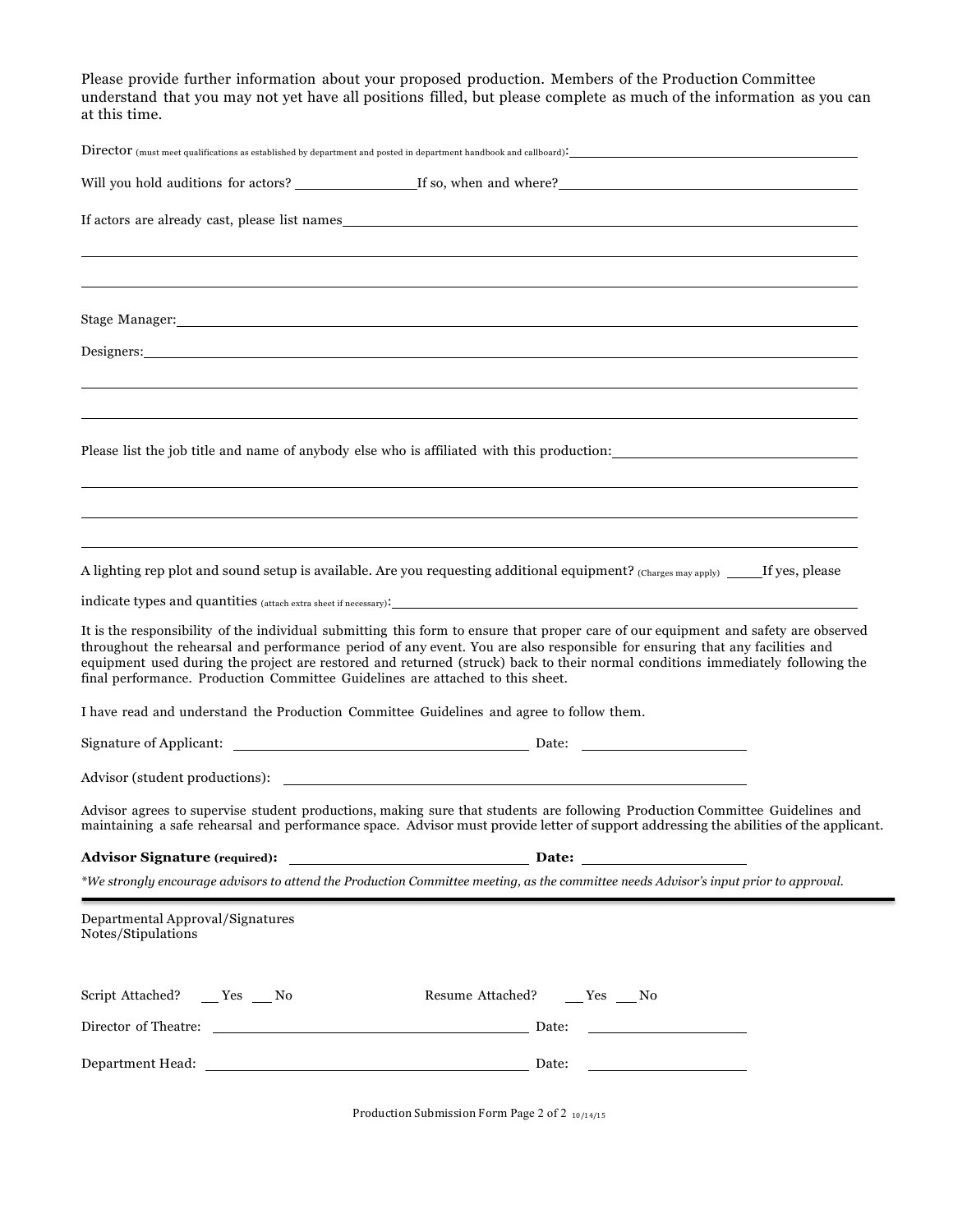Please provide further information about your proposed production. Members of the Production Committee understand that you may not yet have all positions filled, but please complete as much of the information as you can at this time.

Director (must meet qualifications as established by department and posted in department handbook and callboard): ______________________________

Will you hold auditions for actors? ____________ If so, when and where? ______________________________

If actors are already cast, please list names ______________________________

______________________________

______________________________

Stage Manager: ______________________________

Designers: ______________________________

______________________________

______________________________

Please list the job title and name of anybody else who is affiliated with this production: ______________________________

______________________________

______________________________

______________________________

A lighting rep plot and sound setup is available. Are you requesting additional equipment? (Charges may apply) _____ If yes, please indicate types and quantities (attach extra sheet if necessary): ______________________________

It is the responsibility of the individual submitting this form to ensure that proper care of our equipment and safety are observed throughout the rehearsal and performance period of any event. You are also responsible for ensuring that any facilities and equipment used during the project are restored and returned (struck) back to their normal conditions immediately following the final performance. Production Committee Guidelines are attached to this sheet.

I have read and understand the Production Committee Guidelines and agree to follow them.

Signature of Applicant: ______________________________ Date: ______________

Advisor (student productions): ______________________________

Advisor agrees to supervise student productions, making sure that students are following Production Committee Guidelines and maintaining a safe rehearsal and performance space. Advisor must provide letter of support addressing the abilities of the applicant.

**Advisor Signature (required):** ______________________________ **Date:** ______________

*\*We strongly encourage advisors to attend the Production Committee meeting, as the committee needs Advisor's input prior to approval.*

---

Departmental Approval/Signatures
Notes/Stipulations

Script Attached? ___ Yes ___ No Resume Attached? ___ Yes ___ No

Director of Theatre: ______________________________ Date: ______________

Department Head: ______________________________ Date: ______________